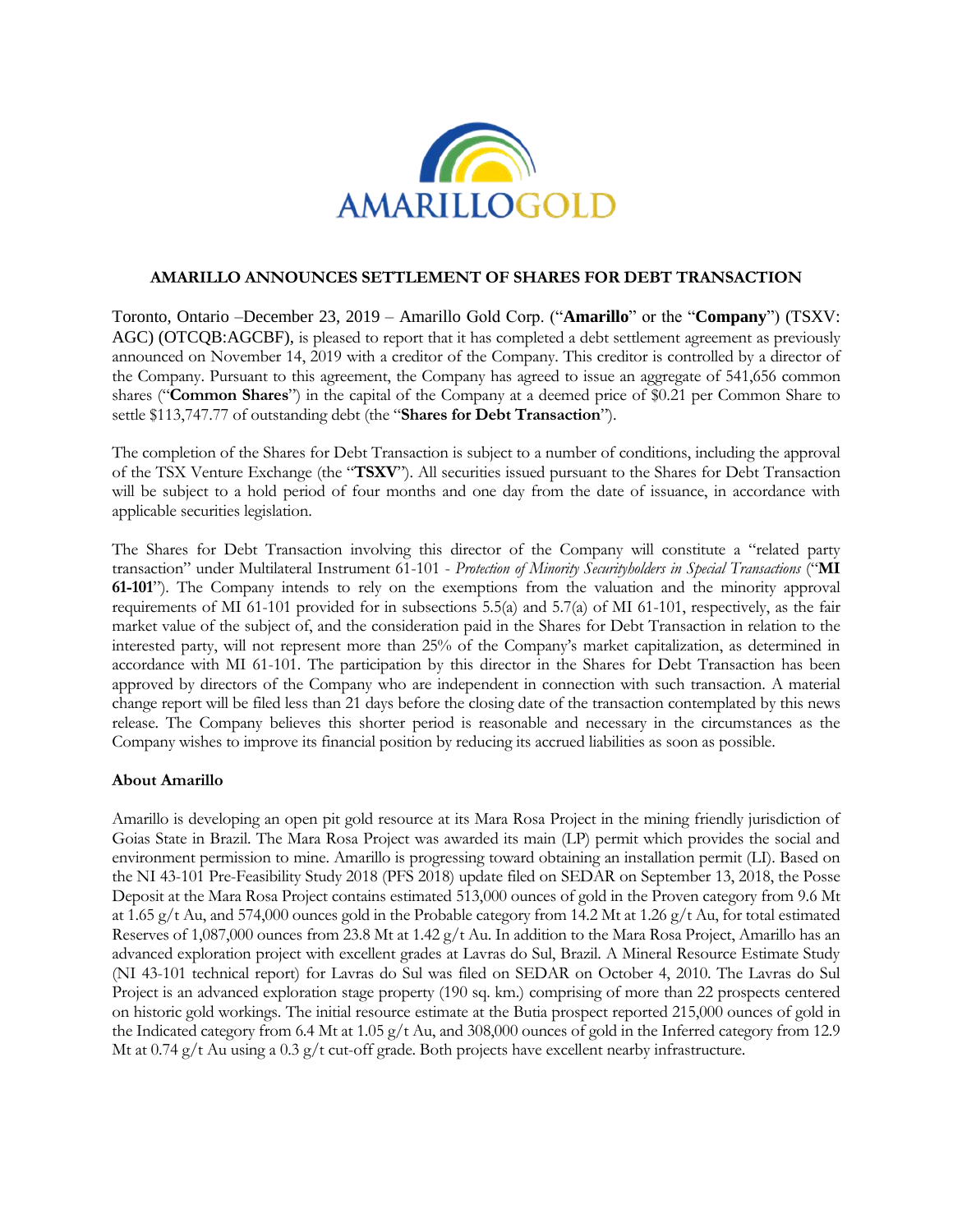# AMARILLO ANNOUNCES SETTLEMENT OF SHARES FOR DEBT TRANSACTION

Toronto, Ontario –December 23, 2019 – Amarillo Gold Corp. ("**Amarillo**" or the "**Company**") (TSXV: AGC) (OTCQB:AGCBF), is pleased to report that it has completed a debt settlement agreement as previously announced on November 14, 2019 with a creditor of the Company. This creditor is controlled by a director of the Company. Pursuant to this agreement, the Company has agreed to issue an aggregate of 541,656 common shares ("**Common Shares**") in the capital of the Company at a deemed price of $0.21 per Common Share to settle $113,747.77 of outstanding debt (the "**Shares for Debt Transaction**").

The completion of the Shares for Debt Transaction is subject to a number of conditions, including the approval of the TSX Venture Exchange (the "**TSXV**"). All securities issued pursuant to the Shares for Debt Transaction will be subject to a hold period of four months and one day from the date of issuance, in accordance with applicable securities legislation.

The Shares for Debt Transaction involving this director of the Company will constitute a "related party transaction" under Multilateral Instrument 61-101 - *Protection of Minority Securityholders in Special Transactions* ("**MI 61-101**"). The Company intends to rely on the exemptions from the valuation and the minority approval requirements of MI 61-101 provided for in subsections 5.5(a) and 5.7(a) of MI 61-101, respectively, as the fair market value of the subject of, and the consideration paid in the Shares for Debt Transaction in relation to the interested party, will not represent more than 25% of the Company's market capitalization, as determined in accordance with MI 61-101. The participation by this director in the Shares for Debt Transaction has been approved by directors of the Company who are independent in connection with such transaction. A material change report will be filed less than 21 days before the closing date of the transaction contemplated by this news release. The Company believes this shorter period is reasonable and necessary in the circumstances as the Company wishes to improve its financial position by reducing its accrued liabilities as soon as possible.

**About Amarillo**

Amarillo is developing an open pit gold resource at its Mara Rosa Project in the mining friendly jurisdiction of Goias State in Brazil. The Mara Rosa Project was awarded its main (LP) permit which provides the social and environment permission to mine. Amarillo is progressing toward obtaining an installation permit (LI). Based on the NI 43-101 Pre-Feasibility Study 2018 (PFS 2018) update filed on SEDAR on September 13, 2018, the Posse Deposit at the Mara Rosa Project contains estimated 513,000 ounces of gold in the Proven category from 9.6 Mt at 1.65 g/t Au, and 574,000 ounces gold in the Probable category from 14.2 Mt at 1.26 g/t Au, for total estimated Reserves of 1,087,000 ounces from 23.8 Mt at 1.42 g/t Au. In addition to the Mara Rosa Project, Amarillo has an advanced exploration project with excellent grades at Lavras do Sul, Brazil. A Mineral Resource Estimate Study (NI 43-101 technical report) for Lavras do Sul was filed on SEDAR on October 4, 2010. The Lavras do Sul Project is an advanced exploration stage property (190 sq. km.) comprising of more than 22 prospects centered on historic gold workings. The initial resource estimate at the Butia prospect reported 215,000 ounces of gold in the Indicated category from 6.4 Mt at 1.05 g/t Au, and 308,000 ounces of gold in the Inferred category from 12.9 Mt at 0.74 g/t Au using a 0.3 g/t cut-off grade. Both projects have excellent nearby infrastructure.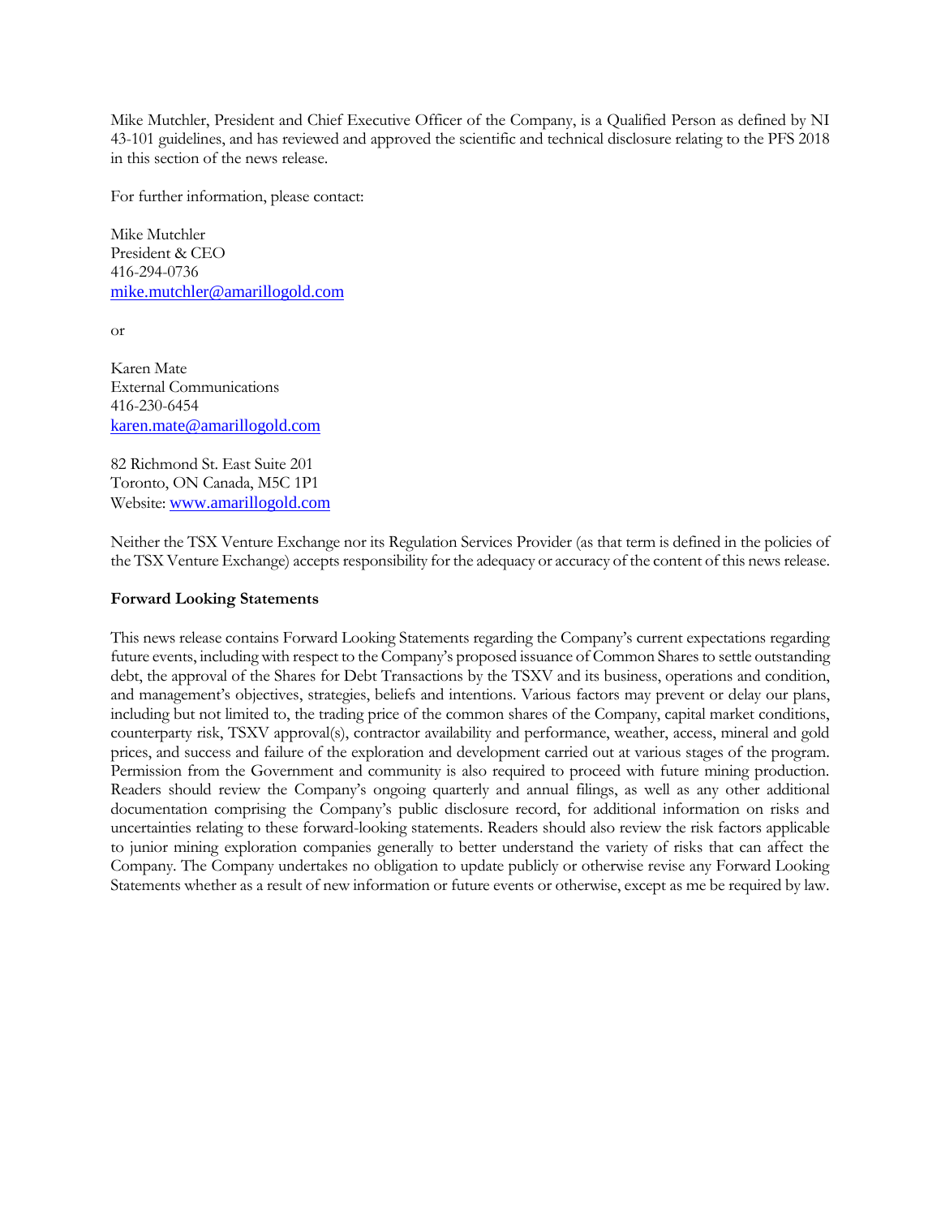Mike Mutchler, President and Chief Executive Officer of the Company, is a Qualified Person as defined by NI 43-101 guidelines, and has reviewed and approved the scientific and technical disclosure relating to the PFS 2018 in this section of the news release.

For further information, please contact:

Mike Mutchler
President & CEO
416-294-0736
mike.mutchler@amarillogold.com

or

Karen Mate
External Communications
416-230-6454
karen.mate@amarillogold.com

82 Richmond St. East Suite 201
Toronto, ON Canada, M5C 1P1
Website: www.amarillogold.com

Neither the TSX Venture Exchange nor its Regulation Services Provider (as that term is defined in the policies of the TSX Venture Exchange) accepts responsibility for the adequacy or accuracy of the content of this news release.

**Forward Looking Statements**

This news release contains Forward Looking Statements regarding the Company's current expectations regarding future events, including with respect to the Company's proposed issuance of Common Shares to settle outstanding debt, the approval of the Shares for Debt Transactions by the TSXV and its business, operations and condition, and management's objectives, strategies, beliefs and intentions. Various factors may prevent or delay our plans, including but not limited to, the trading price of the common shares of the Company, capital market conditions, counterparty risk, TSXV approval(s), contractor availability and performance, weather, access, mineral and gold prices, and success and failure of the exploration and development carried out at various stages of the program. Permission from the Government and community is also required to proceed with future mining production. Readers should review the Company's ongoing quarterly and annual filings, as well as any other additional documentation comprising the Company's public disclosure record, for additional information on risks and uncertainties relating to these forward-looking statements. Readers should also review the risk factors applicable to junior mining exploration companies generally to better understand the variety of risks that can affect the Company. The Company undertakes no obligation to update publicly or otherwise revise any Forward Looking Statements whether as a result of new information or future events or otherwise, except as me be required by law.